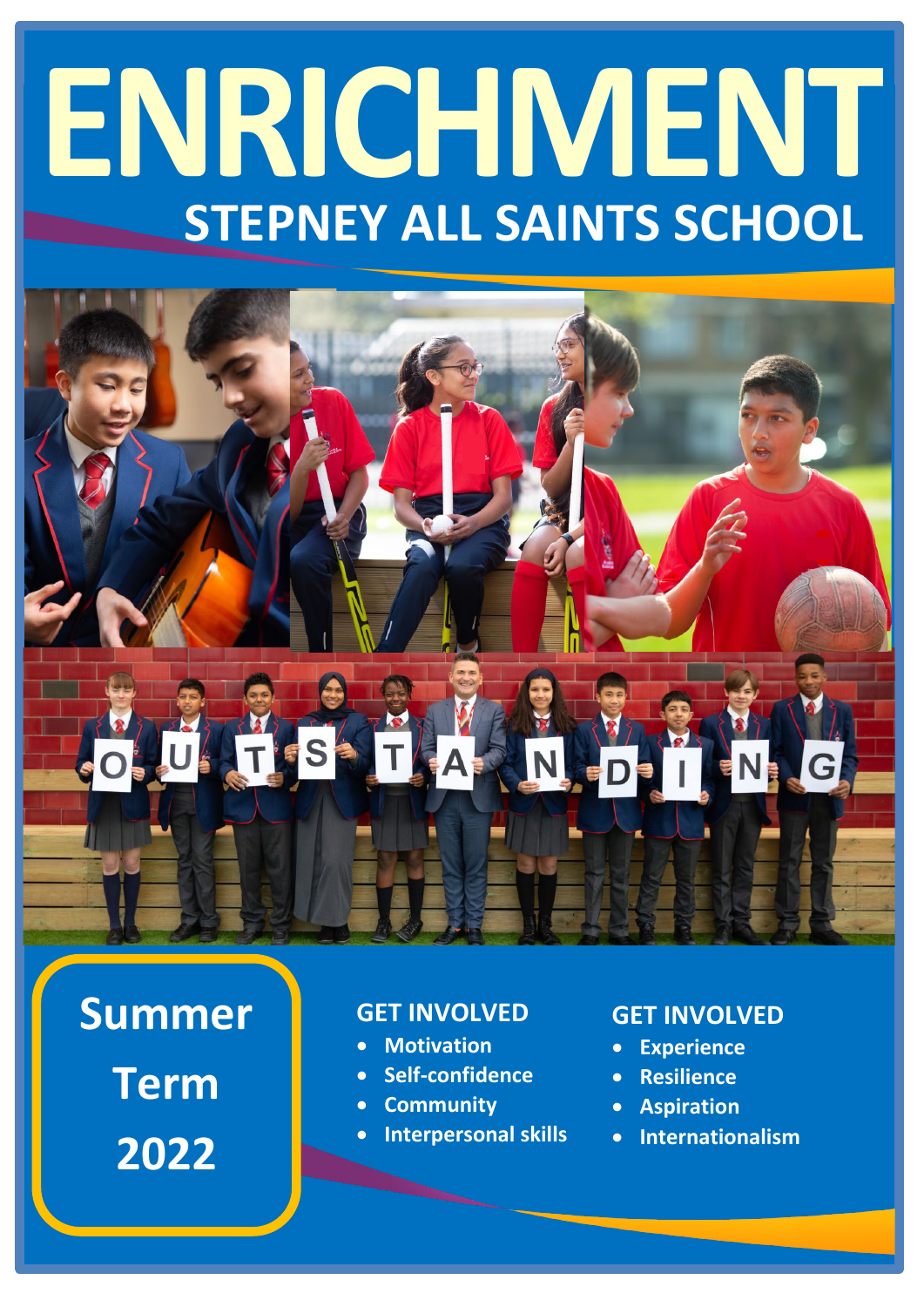# ENRICHMENT

## STEPNEY ALL SAINTS SCHOOL

**Summer Term 2022**

### GET INVOLVED

- Motivation
- Self-confidence
- Community
- Interpersonal skills

### GET INVOLVED

- Experience
- Resilience
- Aspiration
- Internationalism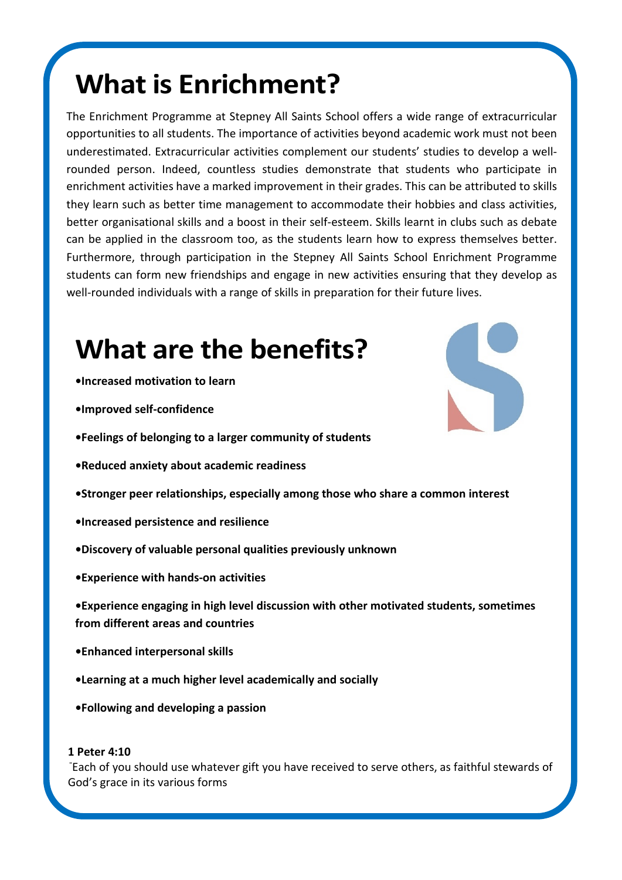# What is Enrichment?

The Enrichment Programme at Stepney All Saints School offers a wide range of extracurricular opportunities to all students. The importance of activities beyond academic work must not been underestimated. Extracurricular activities complement our students' studies to develop a well-rounded person. Indeed, countless studies demonstrate that students who participate in enrichment activities have a marked improvement in their grades. This can be attributed to skills they learn such as better time management to accommodate their hobbies and class activities, better organisational skills and a boost in their self-esteem. Skills learnt in clubs such as debate can be applied in the classroom too, as the students learn how to express themselves better. Furthermore, through participation in the Stepney All Saints School Enrichment Programme students can form new friendships and engage in new activities ensuring that they develop as well-rounded individuals with a range of skills in preparation for their future lives.

# What are the benefits?

- **Increased motivation to learn**
- **Improved self-confidence**
- **Feelings of belonging to a larger community of students**
- **Reduced anxiety about academic readiness**
- **Stronger peer relationships, especially among those who share a common interest**
- **Increased persistence and resilience**
- **Discovery of valuable personal qualities previously unknown**
- **Experience with hands-on activities**
- **Experience engaging in high level discussion with other motivated students, sometimes from different areas and countries**
- **Enhanced interpersonal skills**
- **Learning at a much higher level academically and socially**
- **Following and developing a passion**

**1 Peter 4:10**

"Each of you should use whatever gift you have received to serve others, as faithful stewards of God's grace in its various forms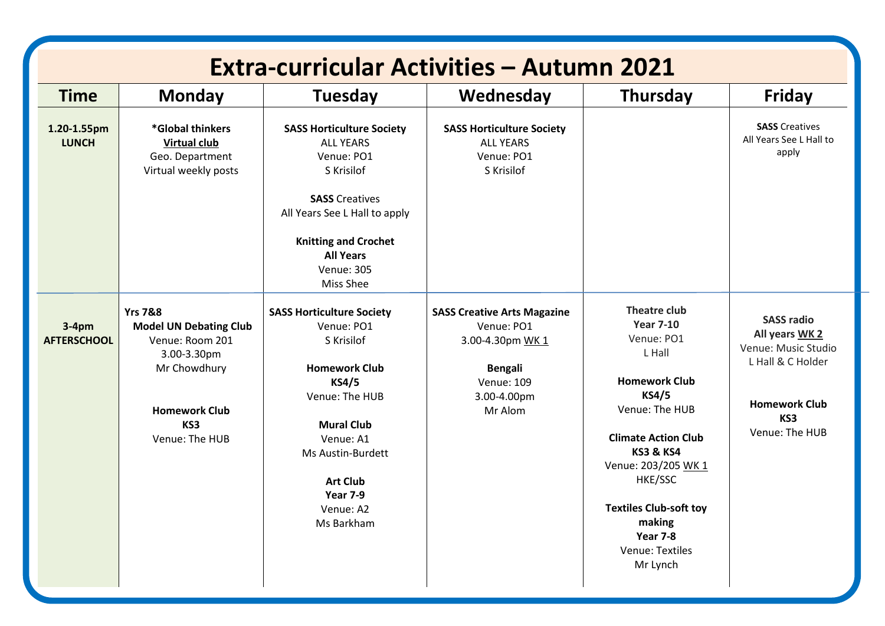# Extra-curricular Activities – Autumn 2021

| Time | Monday | Tuesday | Wednesday | Thursday | Friday |
|---|---|---|---|---|---|
| **1.20-1.55pm LUNCH** | **\*Global thinkers** <u>**Virtual club**</u> Geo. Department Virtual weekly posts | **SASS Horticulture Society** ALL YEARS Venue: PO1 S Krisilof<br><br>**SASS** Creatives All Years See L Hall to apply<br><br>**Knitting and Crochet** **All Years** Venue: 305 Miss Shee | **SASS Horticulture Society** ALL YEARS Venue: PO1 S Krisilof | | **SASS** Creatives All Years See L Hall to apply |
| **3-4pm AFTERSCHOOL** | **Yrs 7&8 Model UN Debating Club** Venue: Room 201 3.00-3.30pm Mr Chowdhury<br><br>**Homework Club** **KS3** Venue: The HUB | **SASS Horticulture Society** Venue: PO1 S Krisilof<br><br>**Homework Club** **KS4/5** Venue: The HUB<br><br>**Mural Club** Venue: A1 Ms Austin-Burdett<br><br>**Art Club** **Year 7-9** Venue: A2 Ms Barkham | **SASS Creative Arts Magazine** Venue: PO1 3.00-4.30pm <u>WK 1</u><br><br>**Bengali** Venue: 109 3.00-4.00pm Mr Alom | **Theatre club** **Year 7-10** Venue: PO1 L Hall<br><br>**Homework Club** **KS4/5** Venue: The HUB<br><br>**Climate Action Club** **KS3 & KS4** Venue: 203/205 <u>WK 1</u> HKE/SSC<br><br>**Textiles Club-soft toy making** **Year 7-8** Venue: Textiles Mr Lynch | **SASS radio** **All years** <u>**WK 2**</u> Venue: Music Studio L Hall & C Holder<br><br>**Homework Club** **KS3** Venue: The HUB |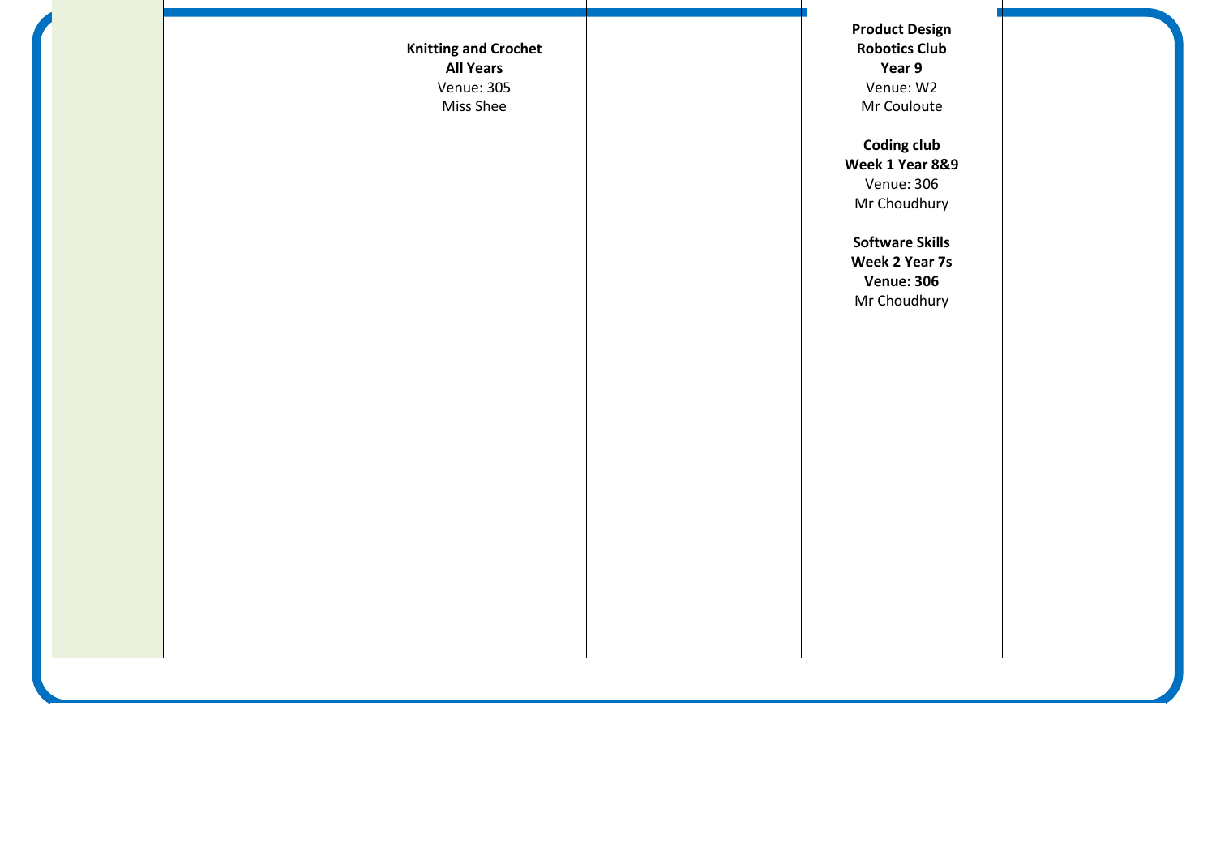| | | | | | |
|---|---|---|---|---|---|
| | | **Knitting and Crochet**<br>**All Years**<br>Venue: 305<br>Miss Shee | | **Product Design Robotics Club**<br>**Year 9**<br>Venue: W2<br>Mr Couloute<br><br>**Coding club**<br>**Week 1 Year 8&9**<br>Venue: 306<br>Mr Choudhury<br><br>**Software Skills**<br>**Week 2 Year 7s**<br>**Venue: 306**<br>Mr Choudhury | |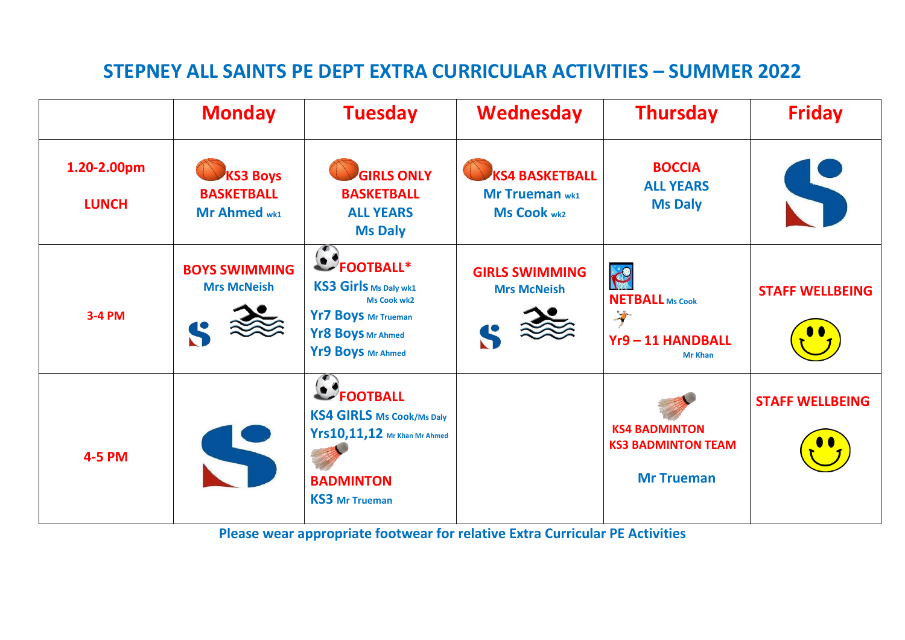# STEPNEY ALL SAINTS PE DEPT EXTRA CURRICULAR ACTIVITIES – SUMMER 2022

| | Monday | Tuesday | Wednesday | Thursday | Friday |
|---|---|---|---|---|---|
| 1.20-2.00pm LUNCH | KS3 Boys BASKETBALL Mr Ahmed wk1 | GIRLS ONLY BASKETBALL ALL YEARS Ms Daly | KS4 BASKETBALL Mr Trueman wk1 Ms Cook wk2 | BOCCIA ALL YEARS Ms Daly | |
| 3-4 PM | BOYS SWIMMING Mrs McNeish | FOOTBALL* KS3 Girls Ms Daly wk1 Ms Cook wk2 Yr7 Boys Mr Trueman Yr8 Boys Mr Ahmed Yr9 Boys Mr Ahmed | GIRLS SWIMMING Mrs McNeish | NETBALL Ms Cook Yr9 – 11 HANDBALL Mr Khan | STAFF WELLBEING |
| 4-5 PM | | FOOTBALL KS4 GIRLS Ms Cook/Ms Daly Yrs10,11,12 Mr Khan Mr Ahmed BADMINTON KS3 Mr Trueman | | KS4 BADMINTON KS3 BADMINTON TEAM Mr Trueman | STAFF WELLBEING |

Please wear appropriate footwear for relative Extra Curricular PE Activities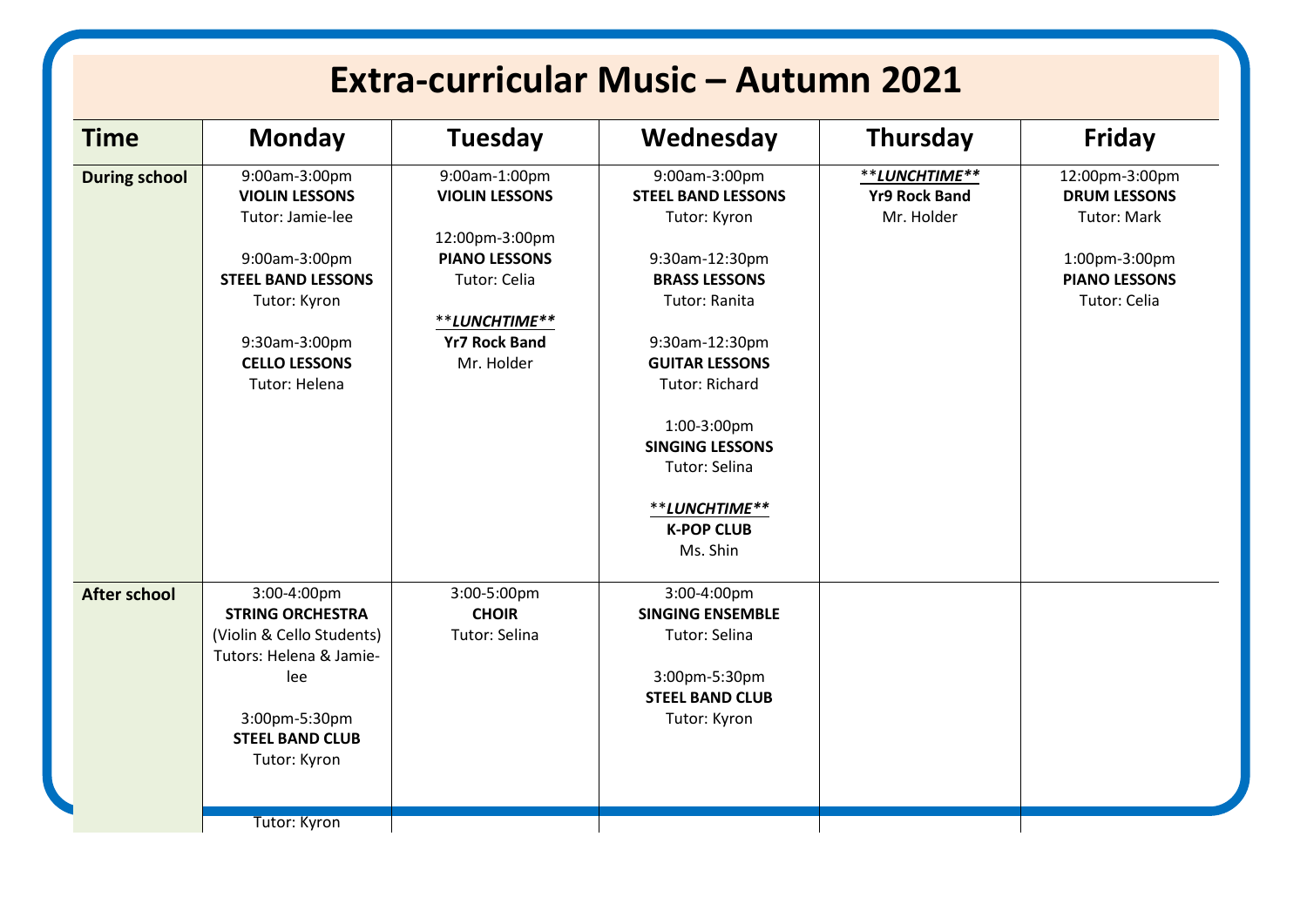# Extra-curricular Music – Autumn 2021

| Time | Monday | Tuesday | Wednesday | Thursday | Friday |
|---|---|---|---|---|---|
| **During school** | 9:00am-3:00pm **VIOLIN LESSONS** Tutor: Jamie-lee<br><br>9:00am-3:00pm **STEEL BAND LESSONS** Tutor: Kyron<br><br>9:30am-3:00pm **CELLO LESSONS** Tutor: Helena | 9:00am-1:00pm **VIOLIN LESSONS**<br><br>12:00pm-3:00pm **PIANO LESSONS** Tutor: Celia<br><br>***LUNCHTIME*** **Yr7 Rock Band** Mr. Holder | 9:00am-3:00pm **STEEL BAND LESSONS** Tutor: Kyron<br><br>9:30am-12:30pm **BRASS LESSONS** Tutor: Ranita<br><br>9:30am-12:30pm **GUITAR LESSONS** Tutor: Richard<br><br>1:00-3:00pm **SINGING LESSONS** Tutor: Selina<br><br>***LUNCHTIME*** **K-POP CLUB** Ms. Shin | ***LUNCHTIME*** **Yr9 Rock Band** Mr. Holder | 12:00pm-3:00pm **DRUM LESSONS** Tutor: Mark<br><br>1:00pm-3:00pm **PIANO LESSONS** Tutor: Celia |
| **After school** | 3:00-4:00pm **STRING ORCHESTRA** (Violin & Cello Students) Tutors: Helena & Jamie-lee<br><br>3:00pm-5:30pm **STEEL BAND CLUB** Tutor: Kyron<br><br>Tutor: Kyron | 3:00-5:00pm **CHOIR** Tutor: Selina | 3:00-4:00pm **SINGING ENSEMBLE** Tutor: Selina<br><br>3:00pm-5:30pm **STEEL BAND CLUB** Tutor: Kyron | | |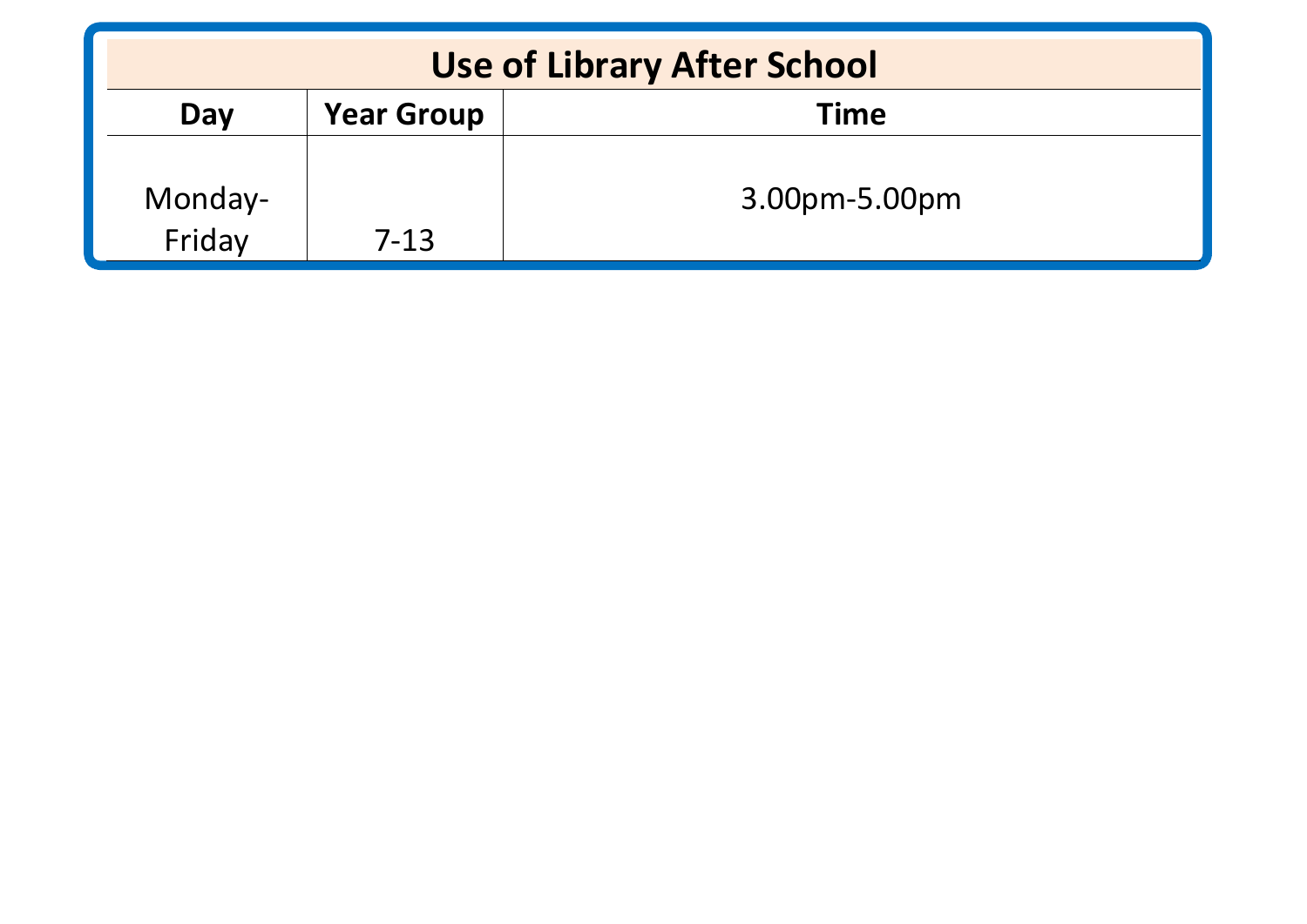| Use of Library After School | | |
|---|---|---|
| **Day** | **Year Group** | **Time** |
| Monday-Friday | 7-13 | 3.00pm-5.00pm |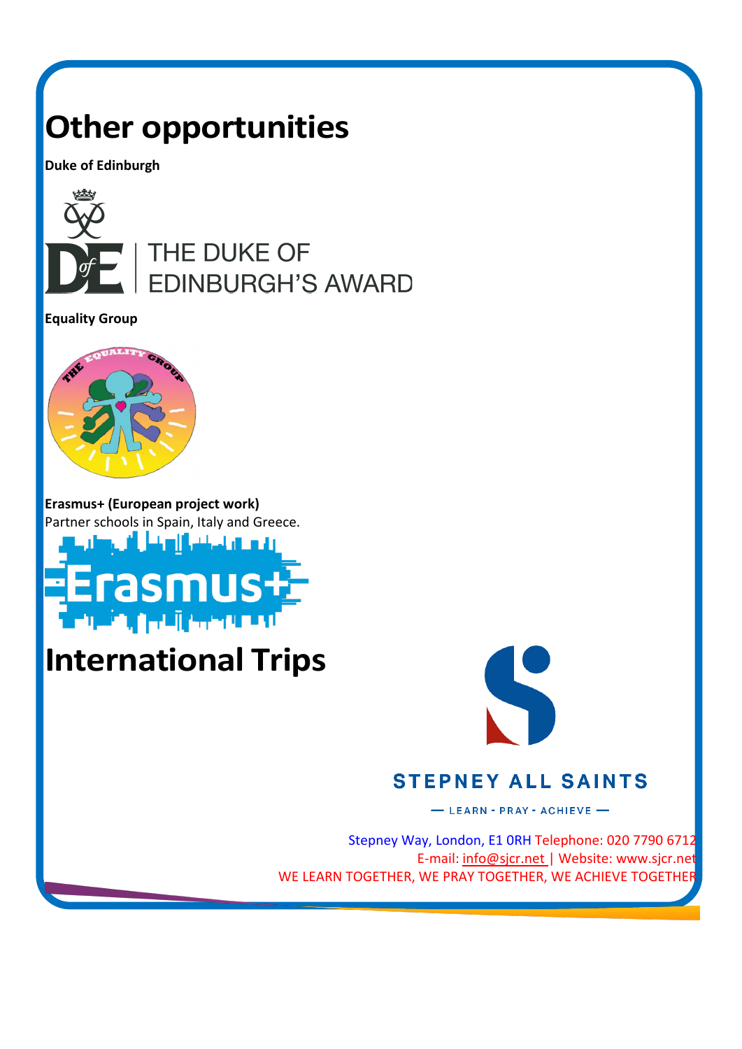# Other opportunities

**Duke of Edinburgh**

THE DUKE OF EDINBURGH'S AWARD

**Equality Group**

**Erasmus+ (European project work)**
Partner schools in Spain, Italy and Greece.

# International Trips

STEPNEY ALL SAINTS

— LEARN - PRAY - ACHIEVE —

Stepney Way, London, E1 0RH Telephone: 020 7790 6712
E-mail: info@sjcr.net | Website: www.sjcr.net
WE LEARN TOGETHER, WE PRAY TOGETHER, WE ACHIEVE TOGETHER